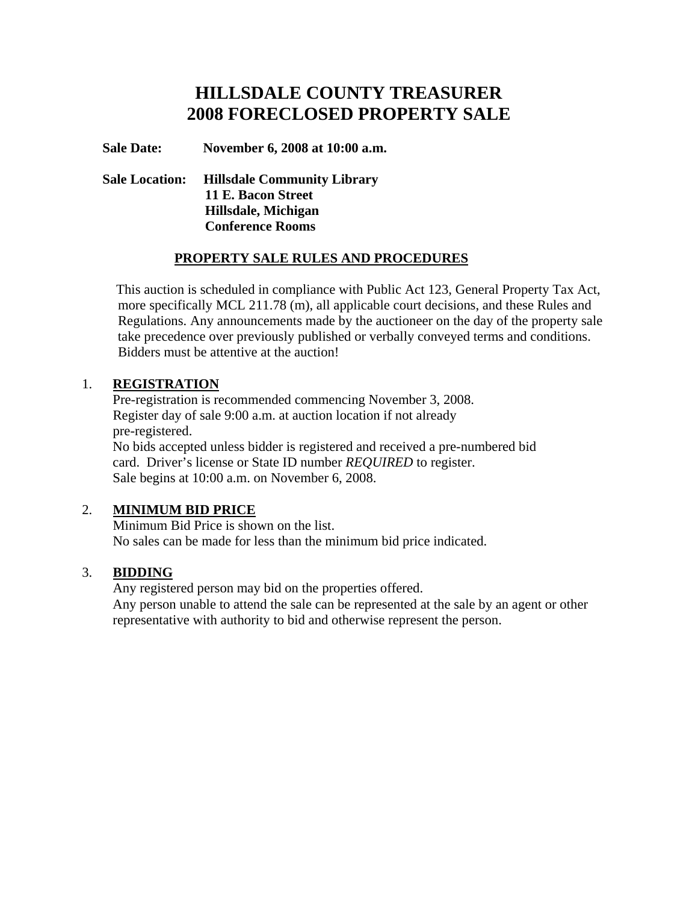# HILLSDALE COUNTY TREASURER
# 2008 FORECLOSED PROPERTY SALE

**Sale Date:** **November 6, 2008 at 10:00 a.m.**

**Sale Location:** **Hillsdale Community Library**
**11 E. Bacon Street**
**Hillsdale, Michigan**
**Conference Rooms**

## PROPERTY SALE RULES AND PROCEDURES

This auction is scheduled in compliance with Public Act 123, General Property Tax Act, more specifically MCL 211.78 (m), all applicable court decisions, and these Rules and Regulations. Any announcements made by the auctioneer on the day of the property sale take precedence over previously published or verbally conveyed terms and conditions. Bidders must be attentive at the auction!

1. **REGISTRATION**
   Pre-registration is recommended commencing November 3, 2008.
   Register day of sale 9:00 a.m. at auction location if not already pre-registered.
   No bids accepted unless bidder is registered and received a pre-numbered bid card. Driver's license or State ID number *REQUIRED* to register.
   Sale begins at 10:00 a.m. on November 6, 2008.

2. **MINIMUM BID PRICE**
   Minimum Bid Price is shown on the list.
   No sales can be made for less than the minimum bid price indicated.

3. **BIDDING**
   Any registered person may bid on the properties offered.
   Any person unable to attend the sale can be represented at the sale by an agent or other representative with authority to bid and otherwise represent the person.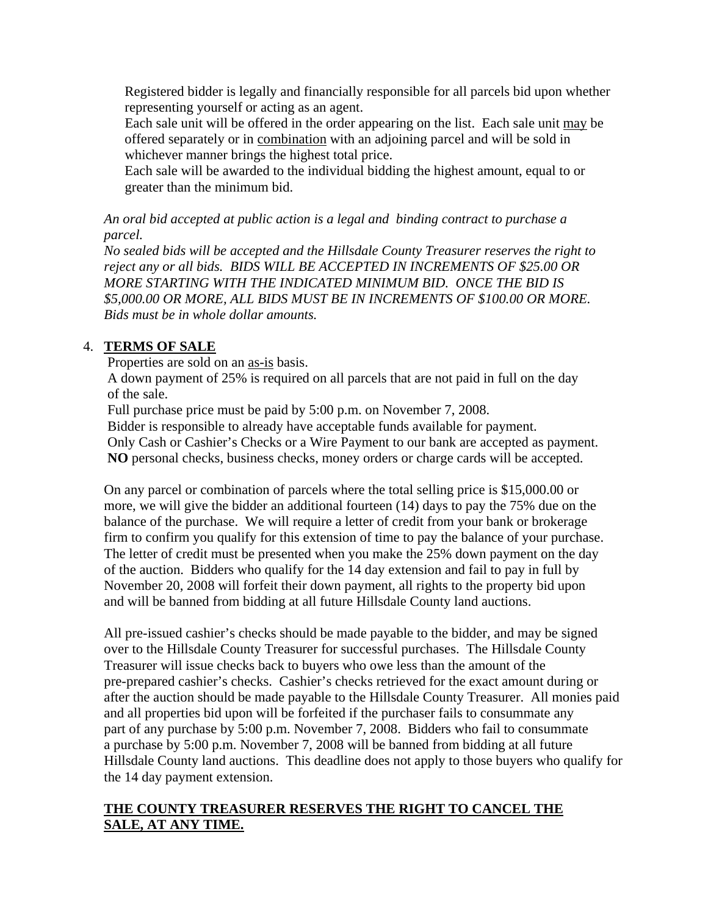Registered bidder is legally and financially responsible for all parcels bid upon whether representing yourself or acting as an agent.

Each sale unit will be offered in the order appearing on the list. Each sale unit may be offered separately or in combination with an adjoining parcel and will be sold in whichever manner brings the highest total price.

Each sale will be awarded to the individual bidding the highest amount, equal to or greater than the minimum bid.

*An oral bid accepted at public action is a legal and binding contract to purchase a parcel.*

*No sealed bids will be accepted and the Hillsdale County Treasurer reserves the right to reject any or all bids. BIDS WILL BE ACCEPTED IN INCREMENTS OF $25.00 OR MORE STARTING WITH THE INDICATED MINIMUM BID. ONCE THE BID IS $5,000.00 OR MORE, ALL BIDS MUST BE IN INCREMENTS OF $100.00 OR MORE. Bids must be in whole dollar amounts.*

4. **TERMS OF SALE**

Properties are sold on an as-is basis.

A down payment of 25% is required on all parcels that are not paid in full on the day of the sale.

Full purchase price must be paid by 5:00 p.m. on November 7, 2008.

Bidder is responsible to already have acceptable funds available for payment.

Only Cash or Cashier's Checks or a Wire Payment to our bank are accepted as payment.

**NO** personal checks, business checks, money orders or charge cards will be accepted.

On any parcel or combination of parcels where the total selling price is $15,000.00 or more, we will give the bidder an additional fourteen (14) days to pay the 75% due on the balance of the purchase. We will require a letter of credit from your bank or brokerage firm to confirm you qualify for this extension of time to pay the balance of your purchase. The letter of credit must be presented when you make the 25% down payment on the day of the auction. Bidders who qualify for the 14 day extension and fail to pay in full by November 20, 2008 will forfeit their down payment, all rights to the property bid upon and will be banned from bidding at all future Hillsdale County land auctions.

All pre-issued cashier's checks should be made payable to the bidder, and may be signed over to the Hillsdale County Treasurer for successful purchases. The Hillsdale County Treasurer will issue checks back to buyers who owe less than the amount of the pre-prepared cashier's checks. Cashier's checks retrieved for the exact amount during or after the auction should be made payable to the Hillsdale County Treasurer. All monies paid and all properties bid upon will be forfeited if the purchaser fails to consummate any part of any purchase by 5:00 p.m. November 7, 2008. Bidders who fail to consummate a purchase by 5:00 p.m. November 7, 2008 will be banned from bidding at all future Hillsdale County land auctions. This deadline does not apply to those buyers who qualify for the 14 day payment extension.

**THE COUNTY TREASURER RESERVES THE RIGHT TO CANCEL THE SALE, AT ANY TIME.**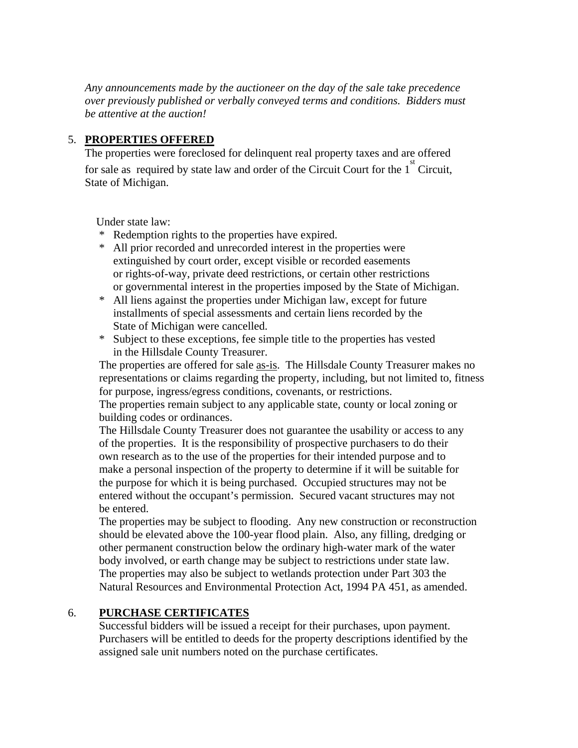*Any announcements made by the auctioneer on the day of the sale take precedence over previously published or verbally conveyed terms and conditions. Bidders must be attentive at the auction!*

5. **PROPERTIES OFFERED**

The properties were foreclosed for delinquent real property taxes and are offered for sale as required by state law and order of the Circuit Court for the 1st Circuit, State of Michigan.

Under state law:

* Redemption rights to the properties have expired.
* All prior recorded and unrecorded interest in the properties were extinguished by court order, except visible or recorded easements or rights-of-way, private deed restrictions, or certain other restrictions or governmental interest in the properties imposed by the State of Michigan.
* All liens against the properties under Michigan law, except for future installments of special assessments and certain liens recorded by the State of Michigan were cancelled.
* Subject to these exceptions, fee simple title to the properties has vested in the Hillsdale County Treasurer.

The properties are offered for sale as-is. The Hillsdale County Treasurer makes no representations or claims regarding the property, including, but not limited to, fitness for purpose, ingress/egress conditions, covenants, or restrictions.

The properties remain subject to any applicable state, county or local zoning or building codes or ordinances.

The Hillsdale County Treasurer does not guarantee the usability or access to any of the properties. It is the responsibility of prospective purchasers to do their own research as to the use of the properties for their intended purpose and to make a personal inspection of the property to determine if it will be suitable for the purpose for which it is being purchased. Occupied structures may not be entered without the occupant's permission. Secured vacant structures may not be entered.

The properties may be subject to flooding. Any new construction or reconstruction should be elevated above the 100-year flood plain. Also, any filling, dredging or other permanent construction below the ordinary high-water mark of the water body involved, or earth change may be subject to restrictions under state law. The properties may also be subject to wetlands protection under Part 303 the Natural Resources and Environmental Protection Act, 1994 PA 451, as amended.

6. **PURCHASE CERTIFICATES**

Successful bidders will be issued a receipt for their purchases, upon payment. Purchasers will be entitled to deeds for the property descriptions identified by the assigned sale unit numbers noted on the purchase certificates.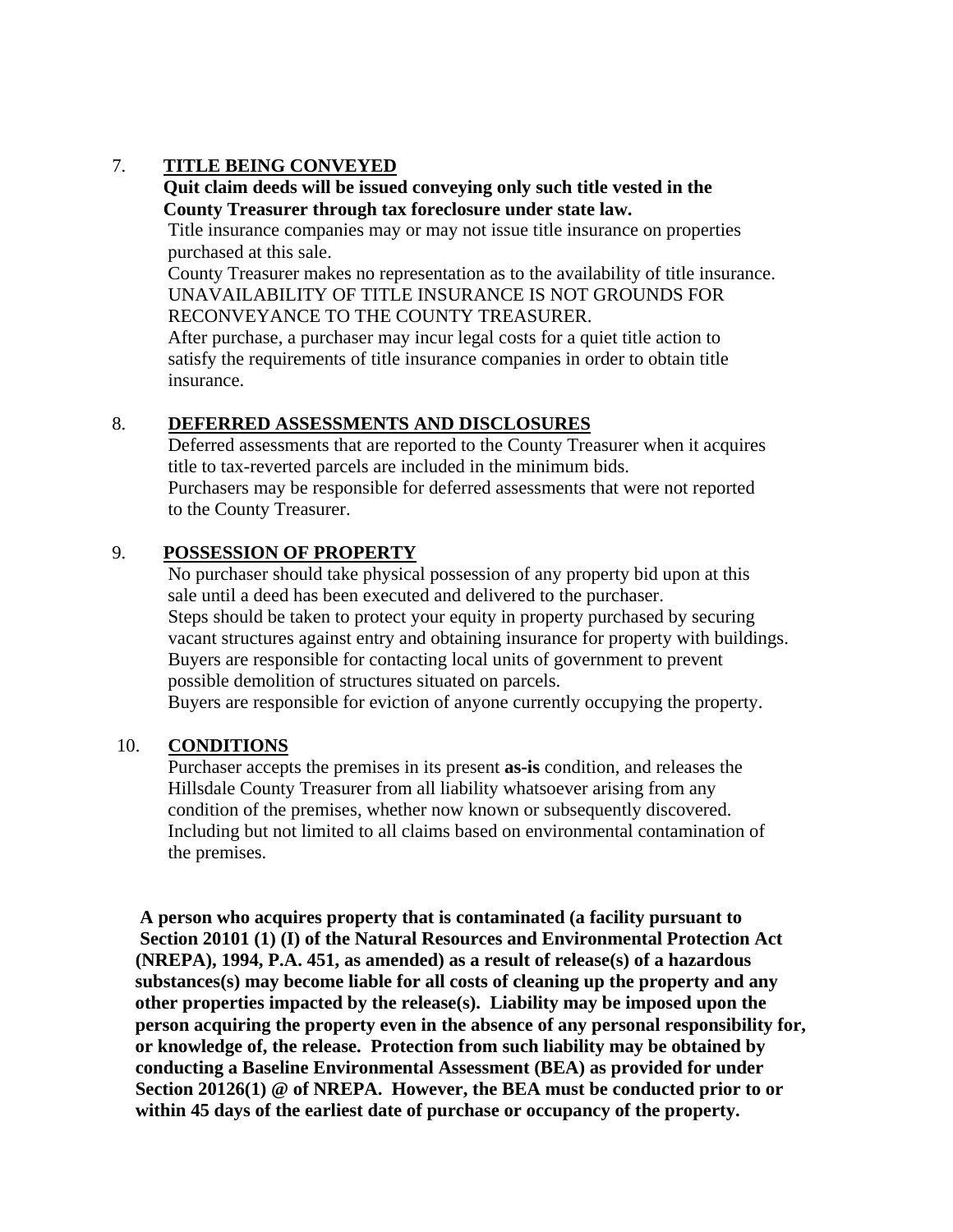7. **TITLE BEING CONVEYED**

**Quit claim deeds will be issued conveying only such title vested in the County Treasurer through tax foreclosure under state law.**

Title insurance companies may or may not issue title insurance on properties purchased at this sale.

County Treasurer makes no representation as to the availability of title insurance. UNAVAILABILITY OF TITLE INSURANCE IS NOT GROUNDS FOR RECONVEYANCE TO THE COUNTY TREASURER.

After purchase, a purchaser may incur legal costs for a quiet title action to satisfy the requirements of title insurance companies in order to obtain title insurance.

8. **DEFERRED ASSESSMENTS AND DISCLOSURES**

Deferred assessments that are reported to the County Treasurer when it acquires title to tax-reverted parcels are included in the minimum bids.

Purchasers may be responsible for deferred assessments that were not reported to the County Treasurer.

9. **POSSESSION OF PROPERTY**

No purchaser should take physical possession of any property bid upon at this sale until a deed has been executed and delivered to the purchaser.

Steps should be taken to protect your equity in property purchased by securing vacant structures against entry and obtaining insurance for property with buildings.

Buyers are responsible for contacting local units of government to prevent possible demolition of structures situated on parcels.

Buyers are responsible for eviction of anyone currently occupying the property.

10. **CONDITIONS**

Purchaser accepts the premises in its present **as-is** condition, and releases the Hillsdale County Treasurer from all liability whatsoever arising from any condition of the premises, whether now known or subsequently discovered. Including but not limited to all claims based on environmental contamination of the premises.

**A person who acquires property that is contaminated (a facility pursuant to Section 20101 (1) (I) of the Natural Resources and Environmental Protection Act (NREPA), 1994, P.A. 451, as amended) as a result of release(s) of a hazardous substances(s) may become liable for all costs of cleaning up the property and any other properties impacted by the release(s). Liability may be imposed upon the person acquiring the property even in the absence of any personal responsibility for, or knowledge of, the release. Protection from such liability may be obtained by conducting a Baseline Environmental Assessment (BEA) as provided for under Section 20126(1) @ of NREPA. However, the BEA must be conducted prior to or within 45 days of the earliest date of purchase or occupancy of the property.**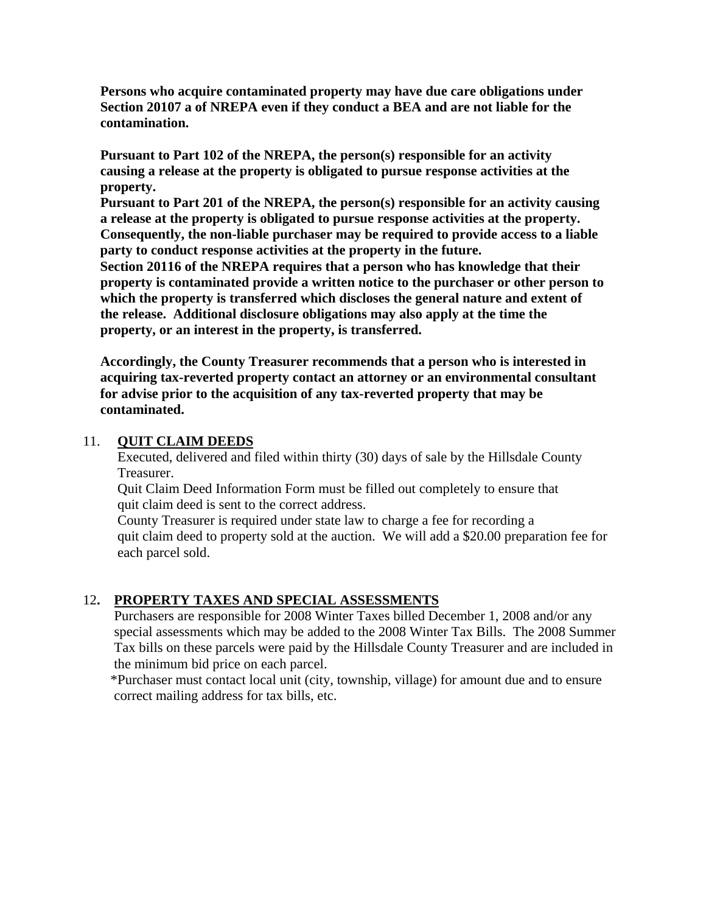**Persons who acquire contaminated property may have due care obligations under Section 20107 a of NREPA even if they conduct a BEA and are not liable for the contamination.**

**Pursuant to Part 102 of the NREPA, the person(s) responsible for an activity causing a release at the property is obligated to pursue response activities at the property.**
**Pursuant to Part 201 of the NREPA, the person(s) responsible for an activity causing a release at the property is obligated to pursue response activities at the property. Consequently, the non-liable purchaser may be required to provide access to a liable party to conduct response activities at the property in the future.**
**Section 20116 of the NREPA requires that a person who has knowledge that their property is contaminated provide a written notice to the purchaser or other person to which the property is transferred which discloses the general nature and extent of the release. Additional disclosure obligations may also apply at the time the property, or an interest in the property, is transferred.**

**Accordingly, the County Treasurer recommends that a person who is interested in acquiring tax-reverted property contact an attorney or an environmental consultant for advise prior to the acquisition of any tax-reverted property that may be contaminated.**

11. **QUIT CLAIM DEEDS**
Executed, delivered and filed within thirty (30) days of sale by the Hillsdale County Treasurer.
Quit Claim Deed Information Form must be filled out completely to ensure that quit claim deed is sent to the correct address.
County Treasurer is required under state law to charge a fee for recording a quit claim deed to property sold at the auction. We will add a $20.00 preparation fee for each parcel sold.

12. **PROPERTY TAXES AND SPECIAL ASSESSMENTS**
Purchasers are responsible for 2008 Winter Taxes billed December 1, 2008 and/or any special assessments which may be added to the 2008 Winter Tax Bills. The 2008 Summer Tax bills on these parcels were paid by the Hillsdale County Treasurer and are included in the minimum bid price on each parcel.
*Purchaser must contact local unit (city, township, village) for amount due and to ensure correct mailing address for tax bills, etc.